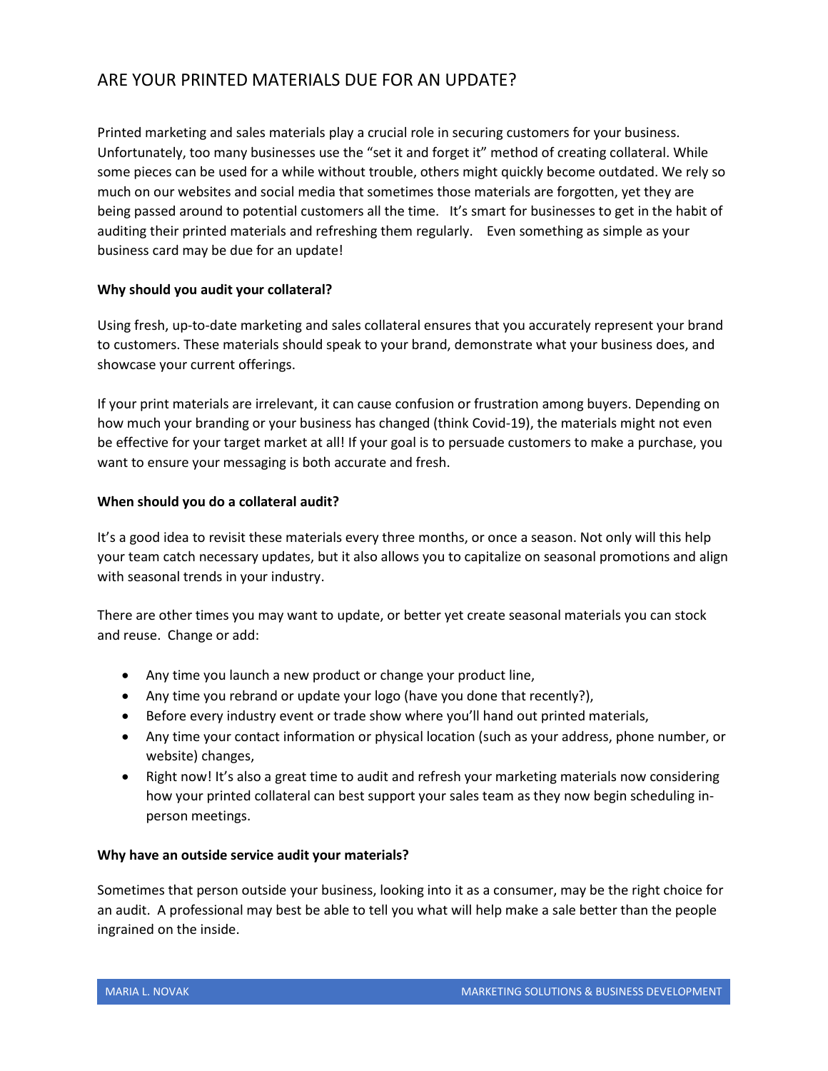# ARE YOUR PRINTED MATERIALS DUE FOR AN UPDATE?

Printed marketing and sales materials play a crucial role in securing customers for your business. Unfortunately, too many businesses use the "set it and forget it" method of creating collateral. While some pieces can be used for a while without trouble, others might quickly become outdated. We rely so much on our websites and social media that sometimes those materials are forgotten, yet they are being passed around to potential customers all the time. It's smart for businesses to get in the habit of auditing their printed materials and refreshing them regularly. Even something as simple as your business card may be due for an update!

**Why should you audit your collateral?**

Using fresh, up-to-date marketing and sales collateral ensures that you accurately represent your brand to customers. These materials should speak to your brand, demonstrate what your business does, and showcase your current offerings.

If your print materials are irrelevant, it can cause confusion or frustration among buyers. Depending on how much your branding or your business has changed (think Covid-19), the materials might not even be effective for your target market at all! If your goal is to persuade customers to make a purchase, you want to ensure your messaging is both accurate and fresh.

**When should you do a collateral audit?**

It's a good idea to revisit these materials every three months, or once a season. Not only will this help your team catch necessary updates, but it also allows you to capitalize on seasonal promotions and align with seasonal trends in your industry.

There are other times you may want to update, or better yet create seasonal materials you can stock and reuse. Change or add:

- Any time you launch a new product or change your product line,
- Any time you rebrand or update your logo (have you done that recently?),
- Before every industry event or trade show where you'll hand out printed materials,
- Any time your contact information or physical location (such as your address, phone number, or website) changes,
- Right now! It's also a great time to audit and refresh your marketing materials now considering how your printed collateral can best support your sales team as they now begin scheduling in-person meetings.

**Why have an outside service audit your materials?**

Sometimes that person outside your business, looking into it as a consumer, may be the right choice for an audit. A professional may best be able to tell you what will help make a sale better than the people ingrained on the inside.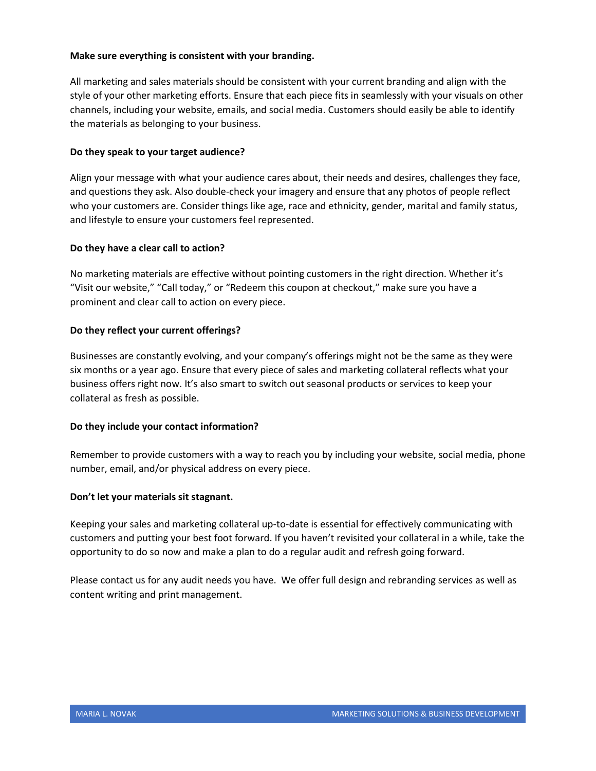**Make sure everything is consistent with your branding.**

All marketing and sales materials should be consistent with your current branding and align with the style of your other marketing efforts. Ensure that each piece fits in seamlessly with your visuals on other channels, including your website, emails, and social media. Customers should easily be able to identify the materials as belonging to your business.

**Do they speak to your target audience?**

Align your message with what your audience cares about, their needs and desires, challenges they face, and questions they ask. Also double-check your imagery and ensure that any photos of people reflect who your customers are. Consider things like age, race and ethnicity, gender, marital and family status, and lifestyle to ensure your customers feel represented.

**Do they have a clear call to action?**

No marketing materials are effective without pointing customers in the right direction. Whether it's "Visit our website," "Call today," or "Redeem this coupon at checkout," make sure you have a prominent and clear call to action on every piece.

**Do they reflect your current offerings?**

Businesses are constantly evolving, and your company's offerings might not be the same as they were six months or a year ago. Ensure that every piece of sales and marketing collateral reflects what your business offers right now. It's also smart to switch out seasonal products or services to keep your collateral as fresh as possible.

**Do they include your contact information?**

Remember to provide customers with a way to reach you by including your website, social media, phone number, email, and/or physical address on every piece.

**Don't let your materials sit stagnant.**

Keeping your sales and marketing collateral up-to-date is essential for effectively communicating with customers and putting your best foot forward. If you haven't revisited your collateral in a while, take the opportunity to do so now and make a plan to do a regular audit and refresh going forward.

Please contact us for any audit needs you have. We offer full design and rebranding services as well as content writing and print management.